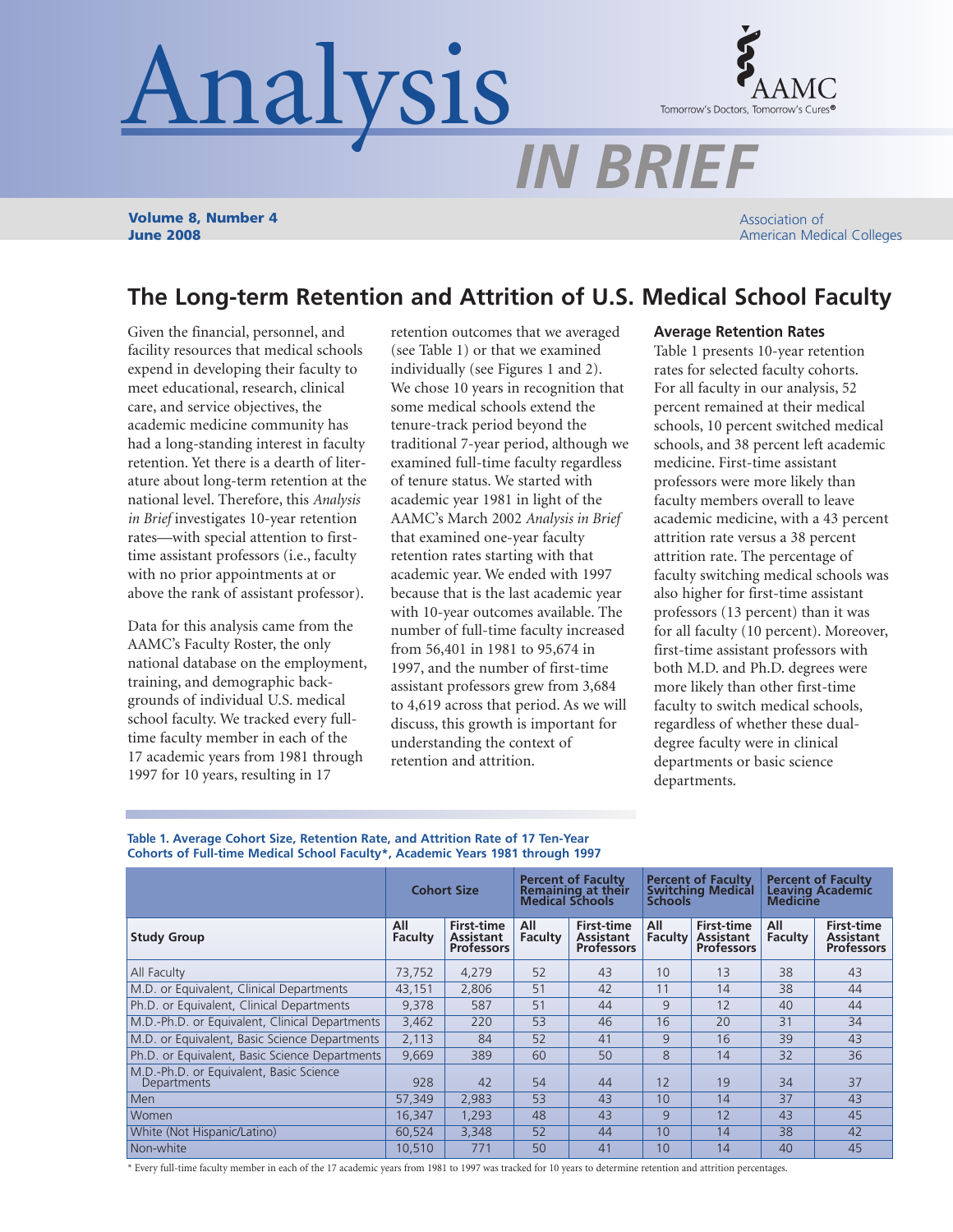# Analysis IN BRIEF

**Volume 8, Number 4**
**June 2008**

Association of American Medical Colleges

## The Long-term Retention and Attrition of U.S. Medical School Faculty

Given the financial, personnel, and facility resources that medical schools expend in developing their faculty to meet educational, research, clinical care, and service objectives, the academic medicine community has had a long-standing interest in faculty retention. Yet there is a dearth of literature about long-term retention at the national level. Therefore, this *Analysis in Brief* investigates 10-year retention rates—with special attention to first-time assistant professors (i.e., faculty with no prior appointments at or above the rank of assistant professor).

Data for this analysis came from the AAMC's Faculty Roster, the only national database on the employment, training, and demographic backgrounds of individual U.S. medical school faculty. We tracked every full-time faculty member in each of the 17 academic years from 1981 through 1997 for 10 years, resulting in 17 retention outcomes that we averaged (see Table 1) or that we examined individually (see Figures 1 and 2). We chose 10 years in recognition that some medical schools extend the tenure-track period beyond the traditional 7-year period, although we examined full-time faculty regardless of tenure status. We started with academic year 1981 in light of the AAMC's March 2002 *Analysis in Brief* that examined one-year faculty retention rates starting with that academic year. We ended with 1997 because that is the last academic year with 10-year outcomes available. The number of full-time faculty increased from 56,401 in 1981 to 95,674 in 1997, and the number of first-time assistant professors grew from 3,684 to 4,619 across that period. As we will discuss, this growth is important for understanding the context of retention and attrition.

### Average Retention Rates

Table 1 presents 10-year retention rates for selected faculty cohorts. For all faculty in our analysis, 52 percent remained at their medical schools, 10 percent switched medical schools, and 38 percent left academic medicine. First-time assistant professors were more likely than faculty members overall to leave academic medicine, with a 43 percent attrition rate versus a 38 percent attrition rate. The percentage of faculty switching medical schools was also higher for first-time assistant professors (13 percent) than it was for all faculty (10 percent). Moreover, first-time assistant professors with both M.D. and Ph.D. degrees were more likely than other first-time faculty to switch medical schools, regardless of whether these dual-degree faculty were in clinical departments or basic science departments.

**Table 1. Average Cohort Size, Retention Rate, and Attrition Rate of 17 Ten-Year Cohorts of Full-time Medical School Faculty\*, Academic Years 1981 through 1997**

| | Cohort Size | | Percent of Faculty Remaining at their Medical Schools | | Percent of Faculty Switching Medical Schools | | Percent of Faculty Leaving Academic Medicine | |
|---|---|---|---|---|---|---|---|---|
| **Study Group** | **All Faculty** | **First-time Assistant Professors** | **All Faculty** | **First-time Assistant Professors** | **All Faculty** | **First-time Assistant Professors** | **All Faculty** | **First-time Assistant Professors** |
| All Faculty | 73,752 | 4,279 | 52 | 43 | 10 | 13 | 38 | 43 |
| M.D. or Equivalent, Clinical Departments | 43,151 | 2,806 | 51 | 42 | 11 | 14 | 38 | 44 |
| Ph.D. or Equivalent, Clinical Departments | 9,378 | 587 | 51 | 44 | 9 | 12 | 40 | 44 |
| M.D.-Ph.D. or Equivalent, Clinical Departments | 3,462 | 220 | 53 | 46 | 16 | 20 | 31 | 34 |
| M.D. or Equivalent, Basic Science Departments | 2,113 | 84 | 52 | 41 | 9 | 16 | 39 | 43 |
| Ph.D. or Equivalent, Basic Science Departments | 9,669 | 389 | 60 | 50 | 8 | 14 | 32 | 36 |
| M.D.-Ph.D. or Equivalent, Basic Science Departments | 928 | 42 | 54 | 44 | 12 | 19 | 34 | 37 |
| Men | 57,349 | 2,983 | 53 | 43 | 10 | 14 | 37 | 43 |
| Women | 16,347 | 1,293 | 48 | 43 | 9 | 12 | 43 | 45 |
| White (Not Hispanic/Latino) | 60,524 | 3,348 | 52 | 44 | 10 | 14 | 38 | 42 |
| Non-white | 10,510 | 771 | 50 | 41 | 10 | 14 | 40 | 45 |

\* Every full-time faculty member in each of the 17 academic years from 1981 to 1997 was tracked for 10 years to determine retention and attrition percentages.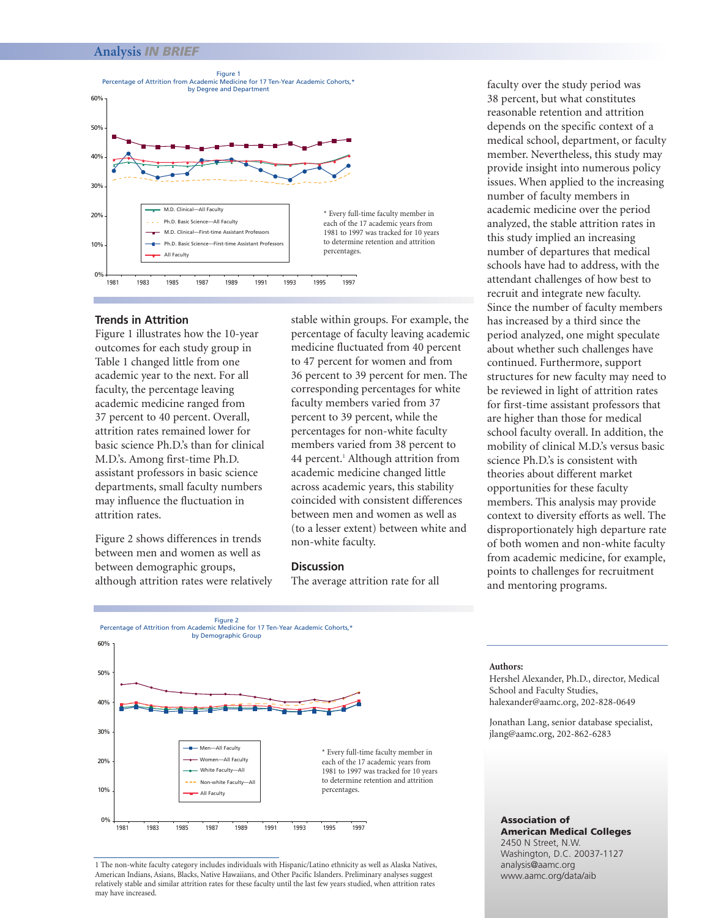Figure 1
Percentage of Attrition from Academic Medicine for 17 Ten-Year Academic Cohorts,*
by Degree and Department

60%
50%
40%
30%
20%
10%
0%

1981 1983 1985 1987 1989 1991 1993 1995 1997

M.D. Clinical—All Faculty
Ph.D. Basic Science—All Faculty
M.D. Clinical—First-time Assistant Professors
Ph.D. Basic Science—First-time Assistant Professors
All Faculty

* Every full-time faculty member in each of the 17 academic years from 1981 to 1997 was tracked for 10 years to determine retention and attrition percentages.

## Trends in Attrition

Figure 1 illustrates how the 10-year outcomes for each study group in Table 1 changed little from one academic year to the next. For all faculty, the percentage leaving academic medicine ranged from 37 percent to 40 percent. Overall, attrition rates remained lower for basic science Ph.D.'s than for clinical M.D.'s. Among first-time Ph.D. assistant professors in basic science departments, small faculty numbers may influence the fluctuation in attrition rates.

Figure 2 shows differences in trends between men and women as well as between demographic groups, although attrition rates were relatively stable within groups. For example, the percentage of faculty leaving academic medicine fluctuated from 40 percent to 47 percent for women and from 36 percent to 39 percent for men. The corresponding percentages for white faculty members varied from 37 percent to 39 percent, while the percentages for non-white faculty members varied from 38 percent to 44 percent.[1] Although attrition from academic medicine changed little across academic years, this stability coincided with consistent differences between men and women as well as (to a lesser extent) between white and non-white faculty.

## Discussion

The average attrition rate for all faculty over the study period was 38 percent, but what constitutes reasonable retention and attrition depends on the specific context of a medical school, department, or faculty member. Nevertheless, this study may provide insight into numerous policy issues. When applied to the increasing number of faculty members in academic medicine over the period analyzed, the stable attrition rates in this study implied an increasing number of departures that medical schools have had to address, with the attendant challenges of how best to recruit and integrate new faculty. Since the number of faculty members has increased by a third since the period analyzed, one might speculate about whether such challenges have continued. Furthermore, support structures for new faculty may need to be reviewed in light of attrition rates for first-time assistant professors that are higher than those for medical school faculty overall. In addition, the mobility of clinical M.D.'s versus basic science Ph.D.'s is consistent with theories about different market opportunities for these faculty members. This analysis may provide context to diversity efforts as well. The disproportionately high departure rate of both women and non-white faculty from academic medicine, for example, points to challenges for recruitment and mentoring programs.

Figure 2
Percentage of Attrition from Academic Medicine for 17 Ten-Year Academic Cohorts,*
by Demographic Group

60%
50%
40%
30%
20%
10%
0%

1981 1983 1985 1987 1989 1991 1993 1995 1997

Men—All Faculty
Women—All Faculty
White Faculty—All
Non-white Faculty—All
All Faculty

* Every full-time faculty member in each of the 17 academic years from 1981 to 1997 was tracked for 10 years to determine retention and attrition percentages.

**Authors:**
Hershel Alexander, Ph.D., director, Medical School and Faculty Studies, halexander@aamc.org, 202-828-0649

Jonathan Lang, senior database specialist, jlang@aamc.org, 202-862-6283

**Association of American Medical Colleges**
2450 N Street, N.W.
Washington, D.C. 20037-1127
analysis@aamc.org
www.aamc.org/data/aib

1 The non-white faculty category includes individuals with Hispanic/Latino ethnicity as well as Alaska Natives, American Indians, Asians, Blacks, Native Hawaiians, and Other Pacific Islanders. Preliminary analyses suggest relatively stable and similar attrition rates for these faculty until the last few years studied, when attrition rates may have increased.